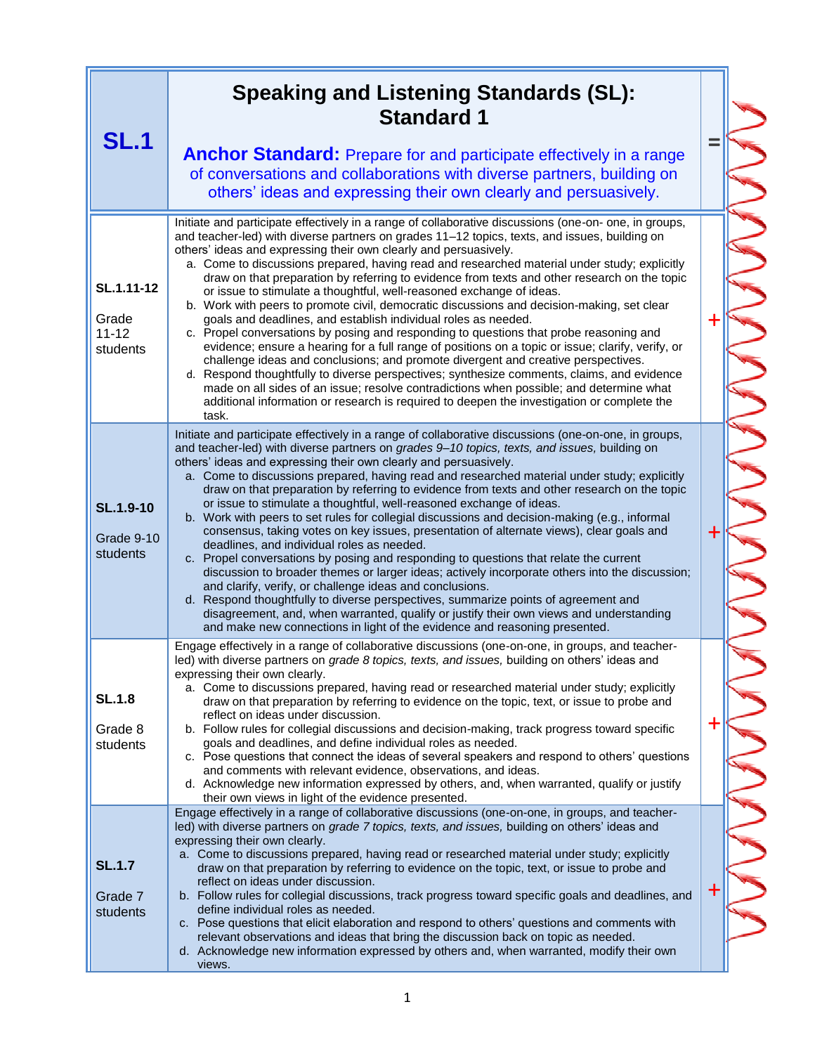| | | |
|---|---|---|
| **SL.1** | **Speaking and Listening Standards (SL): Standard 1**<br><br>**Anchor Standard:** Prepare for and participate effectively in a range of conversations and collaborations with diverse partners, building on others' ideas and expressing their own clearly and persuasively. | = |
| **SL.1.11-12**<br><br>Grade 11-12 students | Initiate and participate effectively in a range of collaborative discussions (one-on- one, in groups, and teacher-led) with diverse partners on grades 11–12 topics, texts, and issues, building on others' ideas and expressing their own clearly and persuasively.<br>a. Come to discussions prepared, having read and researched material under study; explicitly draw on that preparation by referring to evidence from texts and other research on the topic or issue to stimulate a thoughtful, well-reasoned exchange of ideas.<br>b. Work with peers to promote civil, democratic discussions and decision-making, set clear goals and deadlines, and establish individual roles as needed.<br>c. Propel conversations by posing and responding to questions that probe reasoning and evidence; ensure a hearing for a full range of positions on a topic or issue; clarify, verify, or challenge ideas and conclusions; and promote divergent and creative perspectives.<br>d. Respond thoughtfully to diverse perspectives; synthesize comments, claims, and evidence made on all sides of an issue; resolve contradictions when possible; and determine what additional information or research is required to deepen the investigation or complete the task. | + |
| **SL.1.9-10**<br><br>Grade 9-10 students | Initiate and participate effectively in a range of collaborative discussions (one-on-one, in groups, and teacher-led) with diverse partners on *grades 9–10 topics, texts, and issues,* building on others' ideas and expressing their own clearly and persuasively.<br>a. Come to discussions prepared, having read and researched material under study; explicitly draw on that preparation by referring to evidence from texts and other research on the topic or issue to stimulate a thoughtful, well-reasoned exchange of ideas.<br>b. Work with peers to set rules for collegial discussions and decision-making (e.g., informal consensus, taking votes on key issues, presentation of alternate views), clear goals and deadlines, and individual roles as needed.<br>c. Propel conversations by posing and responding to questions that relate the current discussion to broader themes or larger ideas; actively incorporate others into the discussion; and clarify, verify, or challenge ideas and conclusions.<br>d. Respond thoughtfully to diverse perspectives, summarize points of agreement and disagreement, and, when warranted, qualify or justify their own views and understanding and make new connections in light of the evidence and reasoning presented. | + |
| **SL.1.8**<br><br>Grade 8 students | Engage effectively in a range of collaborative discussions (one-on-one, in groups, and teacher-led) with diverse partners on *grade 8 topics, texts, and issues,* building on others' ideas and expressing their own clearly.<br>a. Come to discussions prepared, having read or researched material under study; explicitly draw on that preparation by referring to evidence on the topic, text, or issue to probe and reflect on ideas under discussion.<br>b. Follow rules for collegial discussions and decision-making, track progress toward specific goals and deadlines, and define individual roles as needed.<br>c. Pose questions that connect the ideas of several speakers and respond to others' questions and comments with relevant evidence, observations, and ideas.<br>d. Acknowledge new information expressed by others, and, when warranted, qualify or justify their own views in light of the evidence presented. | + |
| **SL.1.7**<br><br>Grade 7 students | Engage effectively in a range of collaborative discussions (one-on-one, in groups, and teacher-led) with diverse partners on *grade 7 topics, texts, and issues,* building on others' ideas and expressing their own clearly.<br>a. Come to discussions prepared, having read or researched material under study; explicitly draw on that preparation by referring to evidence on the topic, text, or issue to probe and reflect on ideas under discussion.<br>b. Follow rules for collegial discussions, track progress toward specific goals and deadlines, and define individual roles as needed.<br>c. Pose questions that elicit elaboration and respond to others' questions and comments with relevant observations and ideas that bring the discussion back on topic as needed.<br>d. Acknowledge new information expressed by others and, when warranted, modify their own views. | + |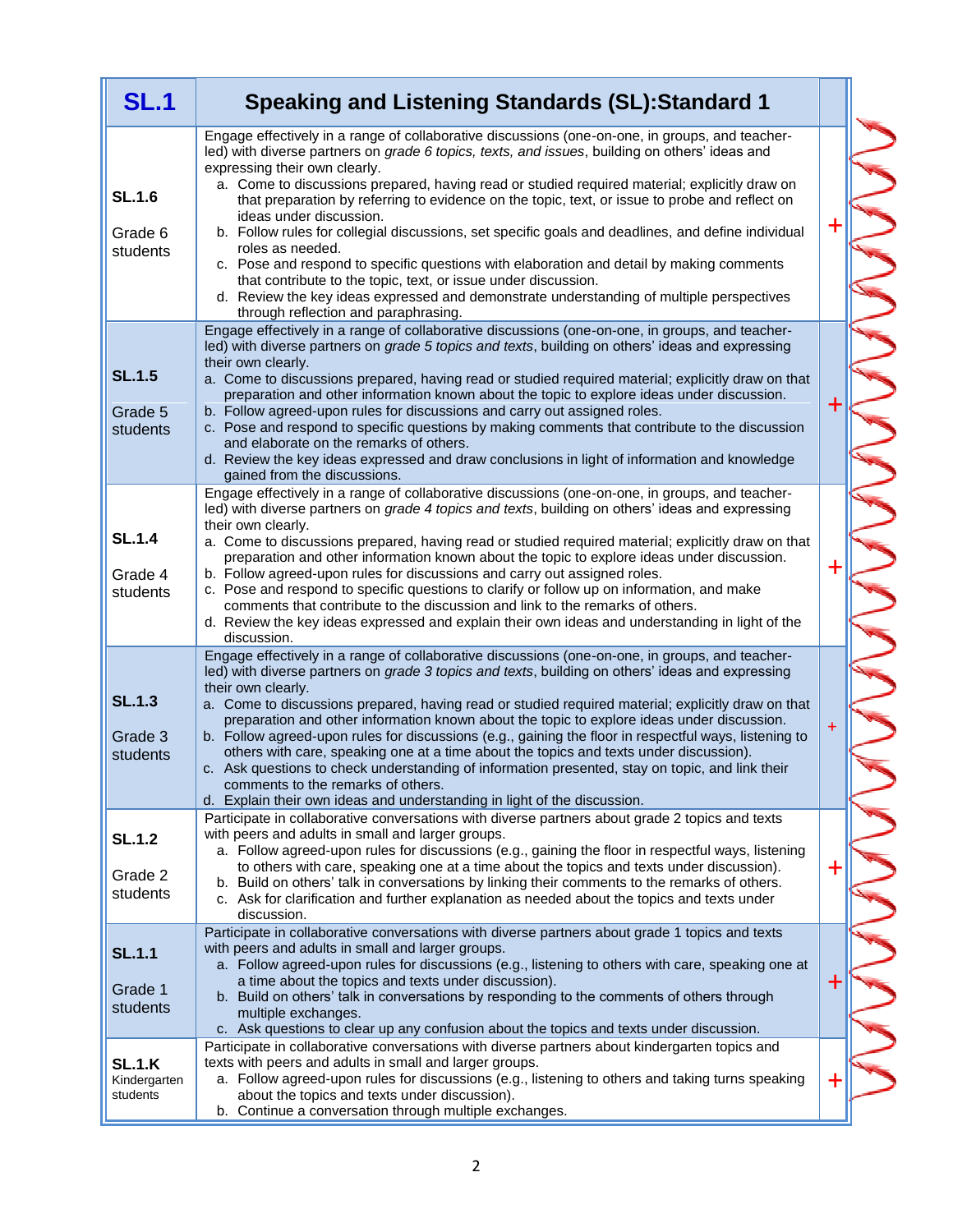| **SL.1** | **Speaking and Listening Standards (SL):Standard 1** | |
|---|---|---|
| **SL.1.6** Grade 6 students | Engage effectively in a range of collaborative discussions (one-on-one, in groups, and teacher-led) with diverse partners on *grade 6 topics, texts, and issues*, building on others' ideas and expressing their own clearly.<br>a. Come to discussions prepared, having read or studied required material; explicitly draw on that preparation by referring to evidence on the topic, text, or issue to probe and reflect on ideas under discussion.<br>b. Follow rules for collegial discussions, set specific goals and deadlines, and define individual roles as needed.<br>c. Pose and respond to specific questions with elaboration and detail by making comments that contribute to the topic, text, or issue under discussion.<br>d. Review the key ideas expressed and demonstrate understanding of multiple perspectives through reflection and paraphrasing. | + |
| **SL.1.5** Grade 5 students | Engage effectively in a range of collaborative discussions (one-on-one, in groups, and teacher-led) with diverse partners on *grade 5 topics and texts*, building on others' ideas and expressing their own clearly.<br>a. Come to discussions prepared, having read or studied required material; explicitly draw on that preparation and other information known about the topic to explore ideas under discussion.<br>b. Follow agreed-upon rules for discussions and carry out assigned roles.<br>c. Pose and respond to specific questions by making comments that contribute to the discussion and elaborate on the remarks of others.<br>d. Review the key ideas expressed and draw conclusions in light of information and knowledge gained from the discussions. | + |
| **SL.1.4** Grade 4 students | Engage effectively in a range of collaborative discussions (one-on-one, in groups, and teacher-led) with diverse partners on *grade 4 topics and texts*, building on others' ideas and expressing their own clearly.<br>a. Come to discussions prepared, having read or studied required material; explicitly draw on that preparation and other information known about the topic to explore ideas under discussion.<br>b. Follow agreed-upon rules for discussions and carry out assigned roles.<br>c. Pose and respond to specific questions to clarify or follow up on information, and make comments that contribute to the discussion and link to the remarks of others.<br>d. Review the key ideas expressed and explain their own ideas and understanding in light of the discussion. | + |
| **SL.1.3** Grade 3 students | Engage effectively in a range of collaborative discussions (one-on-one, in groups, and teacher-led) with diverse partners on *grade 3 topics and texts*, building on others' ideas and expressing their own clearly.<br>a. Come to discussions prepared, having read or studied required material; explicitly draw on that preparation and other information known about the topic to explore ideas under discussion.<br>b. Follow agreed-upon rules for discussions (e.g., gaining the floor in respectful ways, listening to others with care, speaking one at a time about the topics and texts under discussion).<br>c. Ask questions to check understanding of information presented, stay on topic, and link their comments to the remarks of others.<br>d. Explain their own ideas and understanding in light of the discussion. | + |
| **SL.1.2** Grade 2 students | Participate in collaborative conversations with diverse partners about grade 2 topics and texts with peers and adults in small and larger groups.<br>a. Follow agreed-upon rules for discussions (e.g., gaining the floor in respectful ways, listening to others with care, speaking one at a time about the topics and texts under discussion).<br>b. Build on others' talk in conversations by linking their comments to the remarks of others.<br>c. Ask for clarification and further explanation as needed about the topics and texts under discussion. | + |
| **SL.1.1** Grade 1 students | Participate in collaborative conversations with diverse partners about grade 1 topics and texts with peers and adults in small and larger groups.<br>a. Follow agreed-upon rules for discussions (e.g., listening to others with care, speaking one at a time about the topics and texts under discussion).<br>b. Build on others' talk in conversations by responding to the comments of others through multiple exchanges.<br>c. Ask questions to clear up any confusion about the topics and texts under discussion. | + |
| **SL.1.K** Kindergarten students | Participate in collaborative conversations with diverse partners about kindergarten topics and texts with peers and adults in small and larger groups.<br>a. Follow agreed-upon rules for discussions (e.g., listening to others and taking turns speaking about the topics and texts under discussion).<br>b. Continue a conversation through multiple exchanges. | + |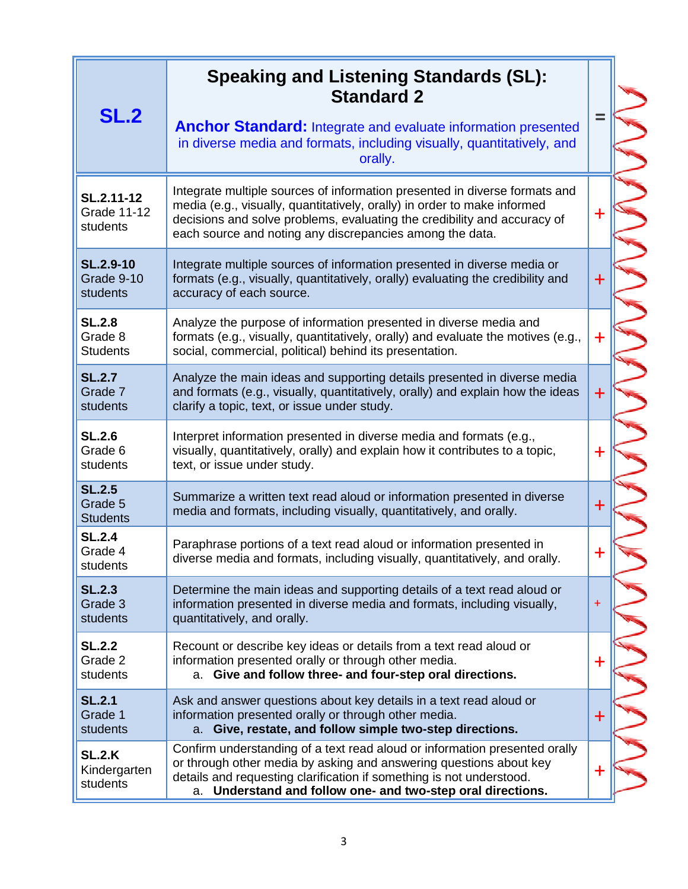| SL.2 | Speaking and Listening Standards (SL): Standard 2<br><br>**Anchor Standard:** Integrate and evaluate information presented in diverse media and formats, including visually, quantitatively, and orally. | = |
|---|---|---|
| **SL.2.11-12** Grade 11-12 students | Integrate multiple sources of information presented in diverse formats and media (e.g., visually, quantitatively, orally) in order to make informed decisions and solve problems, evaluating the credibility and accuracy of each source and noting any discrepancies among the data. | + |
| **SL.2.9-10** Grade 9-10 students | Integrate multiple sources of information presented in diverse media or formats (e.g., visually, quantitatively, orally) evaluating the credibility and accuracy of each source. | + |
| **SL.2.8** Grade 8 Students | Analyze the purpose of information presented in diverse media and formats (e.g., visually, quantitatively, orally) and evaluate the motives (e.g., social, commercial, political) behind its presentation. | + |
| **SL.2.7** Grade 7 students | Analyze the main ideas and supporting details presented in diverse media and formats (e.g., visually, quantitatively, orally) and explain how the ideas clarify a topic, text, or issue under study. | + |
| **SL.2.6** Grade 6 students | Interpret information presented in diverse media and formats (e.g., visually, quantitatively, orally) and explain how it contributes to a topic, text, or issue under study. | + |
| **SL.2.5** Grade 5 Students | Summarize a written text read aloud or information presented in diverse media and formats, including visually, quantitatively, and orally. | + |
| **SL.2.4** Grade 4 students | Paraphrase portions of a text read aloud or information presented in diverse media and formats, including visually, quantitatively, and orally. | + |
| **SL.2.3** Grade 3 students | Determine the main ideas and supporting details of a text read aloud or information presented in diverse media and formats, including visually, quantitatively, and orally. | + |
| **SL.2.2** Grade 2 students | Recount or describe key ideas or details from a text read aloud or information presented orally or through other media.<br>a. **Give and follow three- and four-step oral directions.** | + |
| **SL.2.1** Grade 1 students | Ask and answer questions about key details in a text read aloud or information presented orally or through other media.<br>a. **Give, restate, and follow simple two-step directions.** | + |
| **SL.2.K** Kindergarten students | Confirm understanding of a text read aloud or information presented orally or through other media by asking and answering questions about key details and requesting clarification if something is not understood.<br>a. **Understand and follow one- and two-step oral directions.** | + |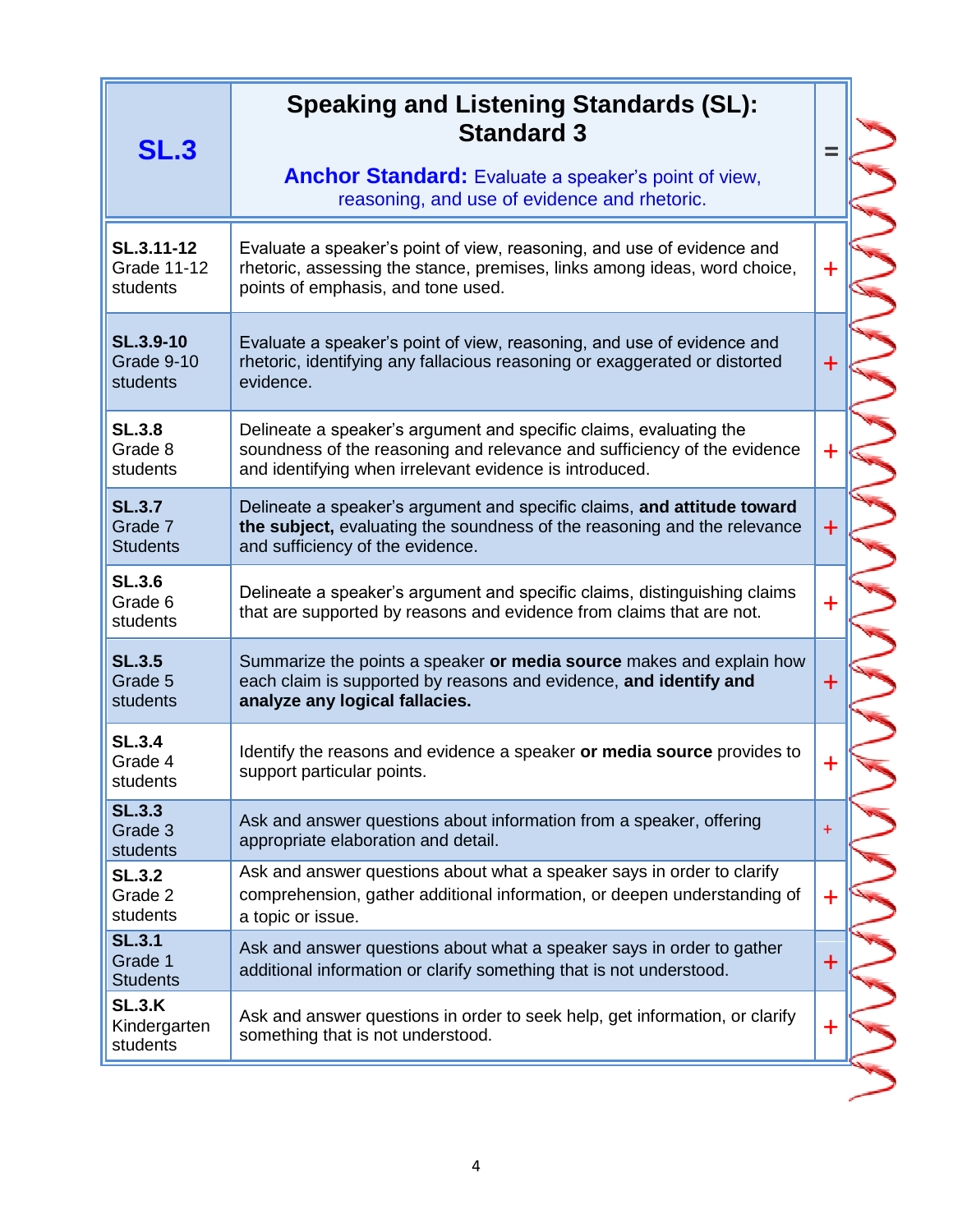| SL.3 | **Speaking and Listening Standards (SL): Standard 3**<br><br>**Anchor Standard:** Evaluate a speaker's point of view, reasoning, and use of evidence and rhetoric. | = |
|---|---|---|
| **SL.3.11-12** Grade 11-12 students | Evaluate a speaker's point of view, reasoning, and use of evidence and rhetoric, assessing the stance, premises, links among ideas, word choice, points of emphasis, and tone used. | + |
| **SL.3.9-10** Grade 9-10 students | Evaluate a speaker's point of view, reasoning, and use of evidence and rhetoric, identifying any fallacious reasoning or exaggerated or distorted evidence. | + |
| **SL.3.8** Grade 8 students | Delineate a speaker's argument and specific claims, evaluating the soundness of the reasoning and relevance and sufficiency of the evidence and identifying when irrelevant evidence is introduced. | + |
| **SL.3.7** Grade 7 Students | Delineate a speaker's argument and specific claims, **and attitude toward the subject,** evaluating the soundness of the reasoning and the relevance and sufficiency of the evidence. | + |
| **SL.3.6** Grade 6 students | Delineate a speaker's argument and specific claims, distinguishing claims that are supported by reasons and evidence from claims that are not. | + |
| **SL.3.5** Grade 5 students | Summarize the points a speaker **or media source** makes and explain how each claim is supported by reasons and evidence, **and identify and analyze any logical fallacies.** | + |
| **SL.3.4** Grade 4 students | Identify the reasons and evidence a speaker **or media source** provides to support particular points. | + |
| **SL.3.3** Grade 3 students | Ask and answer questions about information from a speaker, offering appropriate elaboration and detail. | + |
| **SL.3.2** Grade 2 students | Ask and answer questions about what a speaker says in order to clarify comprehension, gather additional information, or deepen understanding of a topic or issue. | + |
| **SL.3.1** Grade 1 Students | Ask and answer questions about what a speaker says in order to gather additional information or clarify something that is not understood. | + |
| **SL.3.K** Kindergarten students | Ask and answer questions in order to seek help, get information, or clarify something that is not understood. | + |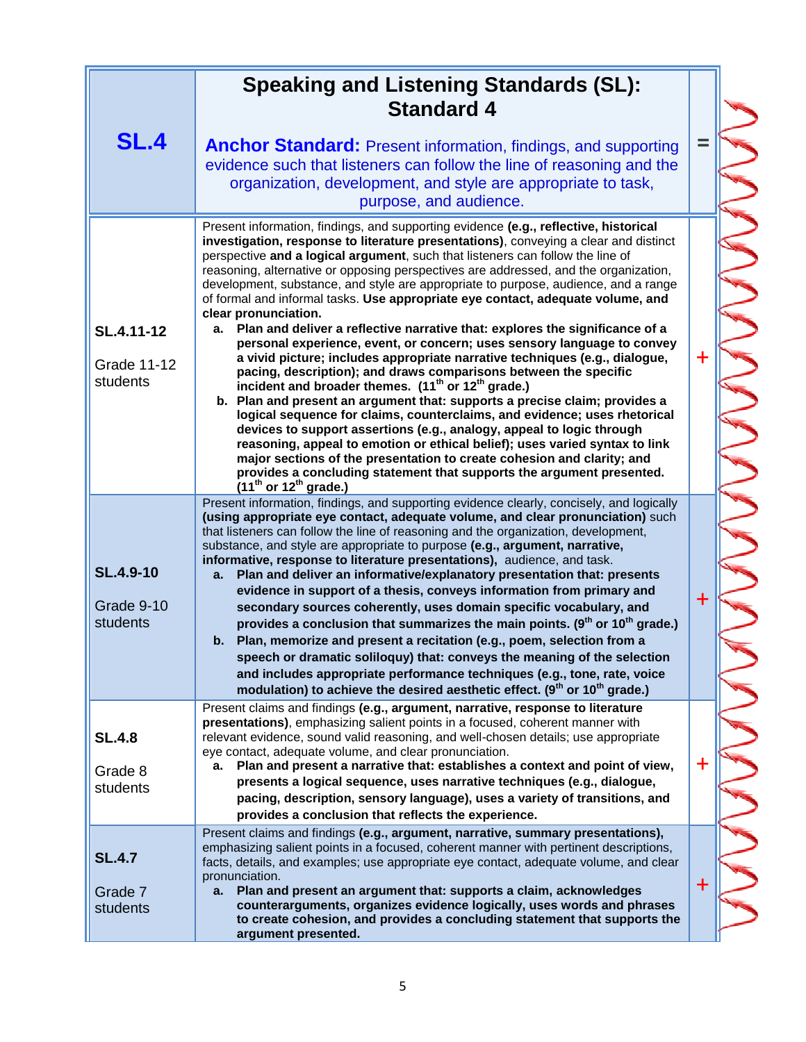| | | |
|---|---|---|
| **SL.4** | **Speaking and Listening Standards (SL): Standard 4**<br><br>**Anchor Standard:** Present information, findings, and supporting evidence such that listeners can follow the line of reasoning and the organization, development, and style are appropriate to task, purpose, and audience. | = |
| **SL.4.11-12**<br><br>Grade 11-12 students | Present information, findings, and supporting evidence **(e.g., reflective, historical investigation, response to literature presentations)**, conveying a clear and distinct perspective **and a logical argument**, such that listeners can follow the line of reasoning, alternative or opposing perspectives are addressed, and the organization, development, substance, and style are appropriate to purpose, audience, and a range of formal and informal tasks. **Use appropriate eye contact, adequate volume, and clear pronunciation.**<br>**a. Plan and deliver a reflective narrative that: explores the significance of a personal experience, event, or concern; uses sensory language to convey a vivid picture; includes appropriate narrative techniques (e.g., dialogue, pacing, description); and draws comparisons between the specific incident and broader themes. (11th or 12th grade.)**<br>**b. Plan and present an argument that: supports a precise claim; provides a logical sequence for claims, counterclaims, and evidence; uses rhetorical devices to support assertions (e.g., analogy, appeal to logic through reasoning, appeal to emotion or ethical belief); uses varied syntax to link major sections of the presentation to create cohesion and clarity; and provides a concluding statement that supports the argument presented. (11th or 12th grade.)** | + |
| **SL.4.9-10**<br><br>Grade 9-10 students | Present information, findings, and supporting evidence clearly, concisely, and logically **(using appropriate eye contact, adequate volume, and clear pronunciation)** such that listeners can follow the line of reasoning and the organization, development, substance, and style are appropriate to purpose **(e.g., argument, narrative, informative, response to literature presentations),** audience, and task.<br>**a. Plan and deliver an informative/explanatory presentation that: presents evidence in support of a thesis, conveys information from primary and secondary sources coherently, uses domain specific vocabulary, and provides a conclusion that summarizes the main points. (9th or 10th grade.)**<br>**b. Plan, memorize and present a recitation (e.g., poem, selection from a speech or dramatic soliloquy) that: conveys the meaning of the selection and includes appropriate performance techniques (e.g., tone, rate, voice modulation) to achieve the desired aesthetic effect. (9th or 10th grade.)** | + |
| **SL.4.8**<br><br>Grade 8 students | Present claims and findings **(e.g., argument, narrative, response to literature presentations)**, emphasizing salient points in a focused, coherent manner with relevant evidence, sound valid reasoning, and well-chosen details; use appropriate eye contact, adequate volume, and clear pronunciation.<br>**a. Plan and present a narrative that: establishes a context and point of view, presents a logical sequence, uses narrative techniques (e.g., dialogue, pacing, description, sensory language), uses a variety of transitions, and provides a conclusion that reflects the experience.** | + |
| **SL.4.7**<br><br>Grade 7 students | Present claims and findings **(e.g., argument, narrative, summary presentations)**, emphasizing salient points in a focused, coherent manner with pertinent descriptions, facts, details, and examples; use appropriate eye contact, adequate volume, and clear pronunciation.<br>**a. Plan and present an argument that: supports a claim, acknowledges counterarguments, organizes evidence logically, uses words and phrases to create cohesion, and provides a concluding statement that supports the argument presented.** | + |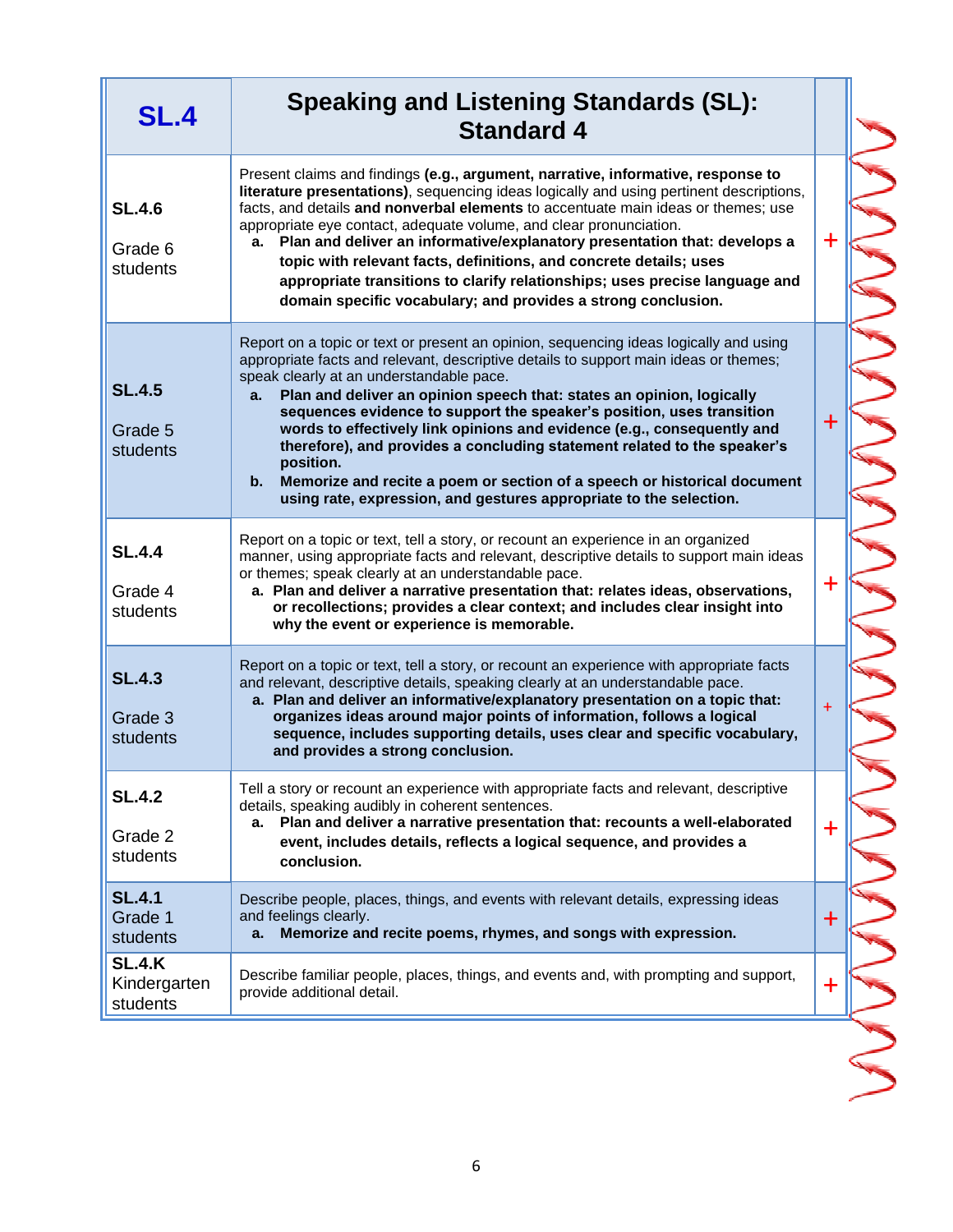| SL.4 | Speaking and Listening Standards (SL): Standard 4 | |
|---|---|---|
| **SL.4.6** Grade 6 students | Present claims and findings **(e.g., argument, narrative, informative, response to literature presentations)**, sequencing ideas logically and using pertinent descriptions, facts, and details **and nonverbal elements** to accentuate main ideas or themes; use appropriate eye contact, adequate volume, and clear pronunciation.<br>**a. Plan and deliver an informative/explanatory presentation that: develops a topic with relevant facts, definitions, and concrete details; uses appropriate transitions to clarify relationships; uses precise language and domain specific vocabulary; and provides a strong conclusion.** | + |
| **SL.4.5** Grade 5 students | Report on a topic or text or present an opinion, sequencing ideas logically and using appropriate facts and relevant, descriptive details to support main ideas or themes; speak clearly at an understandable pace.<br>**a. Plan and deliver an opinion speech that: states an opinion, logically sequences evidence to support the speaker's position, uses transition words to effectively link opinions and evidence (e.g., consequently and therefore), and provides a concluding statement related to the speaker's position.**<br>**b. Memorize and recite a poem or section of a speech or historical document using rate, expression, and gestures appropriate to the selection.** | + |
| **SL.4.4** Grade 4 students | Report on a topic or text, tell a story, or recount an experience in an organized manner, using appropriate facts and relevant, descriptive details to support main ideas or themes; speak clearly at an understandable pace.<br>**a. Plan and deliver a narrative presentation that: relates ideas, observations, or recollections; provides a clear context; and includes clear insight into why the event or experience is memorable.** | + |
| **SL.4.3** Grade 3 students | Report on a topic or text, tell a story, or recount an experience with appropriate facts and relevant, descriptive details, speaking clearly at an understandable pace.<br>**a. Plan and deliver an informative/explanatory presentation on a topic that: organizes ideas around major points of information, follows a logical sequence, includes supporting details, uses clear and specific vocabulary, and provides a strong conclusion.** | + |
| **SL.4.2** Grade 2 students | Tell a story or recount an experience with appropriate facts and relevant, descriptive details, speaking audibly in coherent sentences.<br>**a. Plan and deliver a narrative presentation that: recounts a well-elaborated event, includes details, reflects a logical sequence, and provides a conclusion.** | + |
| **SL.4.1** Grade 1 students | Describe people, places, things, and events with relevant details, expressing ideas and feelings clearly.<br>**a. Memorize and recite poems, rhymes, and songs with expression.** | + |
| **SL.4.K** Kindergarten students | Describe familiar people, places, things, and events and, with prompting and support, provide additional detail. | + |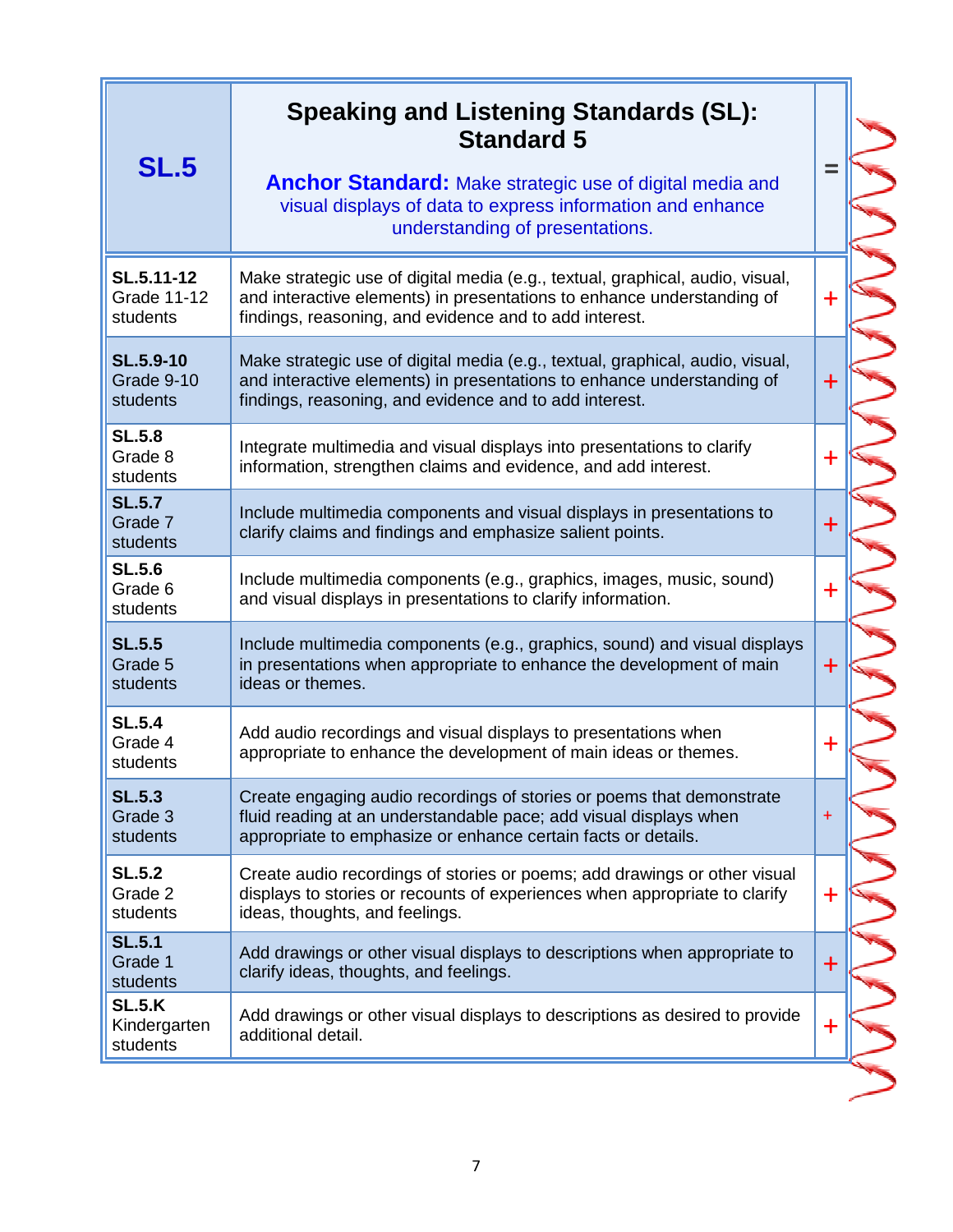| SL.5 | Speaking and Listening Standards (SL): Standard 5<br><br>**Anchor Standard:** Make strategic use of digital media and visual displays of data to express information and enhance understanding of presentations. | = |
|---|---|---|
| **SL.5.11-12** Grade 11-12 students | Make strategic use of digital media (e.g., textual, graphical, audio, visual, and interactive elements) in presentations to enhance understanding of findings, reasoning, and evidence and to add interest. | + |
| **SL.5.9-10** Grade 9-10 students | Make strategic use of digital media (e.g., textual, graphical, audio, visual, and interactive elements) in presentations to enhance understanding of findings, reasoning, and evidence and to add interest. | + |
| **SL.5.8** Grade 8 students | Integrate multimedia and visual displays into presentations to clarify information, strengthen claims and evidence, and add interest. | + |
| **SL.5.7** Grade 7 students | Include multimedia components and visual displays in presentations to clarify claims and findings and emphasize salient points. | + |
| **SL.5.6** Grade 6 students | Include multimedia components (e.g., graphics, images, music, sound) and visual displays in presentations to clarify information. | + |
| **SL.5.5** Grade 5 students | Include multimedia components (e.g., graphics, sound) and visual displays in presentations when appropriate to enhance the development of main ideas or themes. | + |
| **SL.5.4** Grade 4 students | Add audio recordings and visual displays to presentations when appropriate to enhance the development of main ideas or themes. | + |
| **SL.5.3** Grade 3 students | Create engaging audio recordings of stories or poems that demonstrate fluid reading at an understandable pace; add visual displays when appropriate to emphasize or enhance certain facts or details. | + |
| **SL.5.2** Grade 2 students | Create audio recordings of stories or poems; add drawings or other visual displays to stories or recounts of experiences when appropriate to clarify ideas, thoughts, and feelings. | + |
| **SL.5.1** Grade 1 students | Add drawings or other visual displays to descriptions when appropriate to clarify ideas, thoughts, and feelings. | + |
| **SL.5.K** Kindergarten students | Add drawings or other visual displays to descriptions as desired to provide additional detail. | + |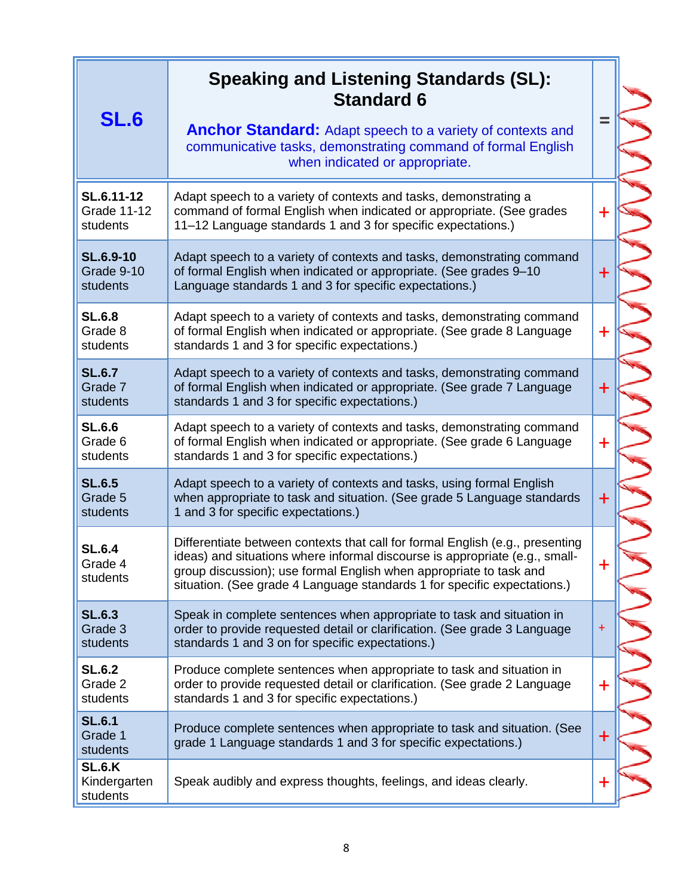| SL.6 | Speaking and Listening Standards (SL): Standard 6<br><br>**Anchor Standard:** Adapt speech to a variety of contexts and communicative tasks, demonstrating command of formal English when indicated or appropriate. | = |
|---|---|---|
| **SL.6.11-12**<br>Grade 11-12 students | Adapt speech to a variety of contexts and tasks, demonstrating a command of formal English when indicated or appropriate. (See grades 11–12 Language standards 1 and 3 for specific expectations.) | + |
| **SL.6.9-10**<br>Grade 9-10 students | Adapt speech to a variety of contexts and tasks, demonstrating command of formal English when indicated or appropriate. (See grades 9–10 Language standards 1 and 3 for specific expectations.) | + |
| **SL.6.8**<br>Grade 8 students | Adapt speech to a variety of contexts and tasks, demonstrating command of formal English when indicated or appropriate. (See grade 8 Language standards 1 and 3 for specific expectations.) | + |
| **SL.6.7**<br>Grade 7 students | Adapt speech to a variety of contexts and tasks, demonstrating command of formal English when indicated or appropriate. (See grade 7 Language standards 1 and 3 for specific expectations.) | + |
| **SL.6.6**<br>Grade 6 students | Adapt speech to a variety of contexts and tasks, demonstrating command of formal English when indicated or appropriate. (See grade 6 Language standards 1 and 3 for specific expectations.) | + |
| **SL.6.5**<br>Grade 5 students | Adapt speech to a variety of contexts and tasks, using formal English when appropriate to task and situation. (See grade 5 Language standards 1 and 3 for specific expectations.) | + |
| **SL.6.4**<br>Grade 4 students | Differentiate between contexts that call for formal English (e.g., presenting ideas) and situations where informal discourse is appropriate (e.g., small-group discussion); use formal English when appropriate to task and situation. (See grade 4 Language standards 1 for specific expectations.) | + |
| **SL.6.3**<br>Grade 3 students | Speak in complete sentences when appropriate to task and situation in order to provide requested detail or clarification. (See grade 3 Language standards 1 and 3 on for specific expectations.) | + |
| **SL.6.2**<br>Grade 2 students | Produce complete sentences when appropriate to task and situation in order to provide requested detail or clarification. (See grade 2 Language standards 1 and 3 for specific expectations.) | + |
| **SL.6.1**<br>Grade 1 students | Produce complete sentences when appropriate to task and situation. (See grade 1 Language standards 1 and 3 for specific expectations.) | + |
| **SL.6.K**<br>Kindergarten students | Speak audibly and express thoughts, feelings, and ideas clearly. | + |